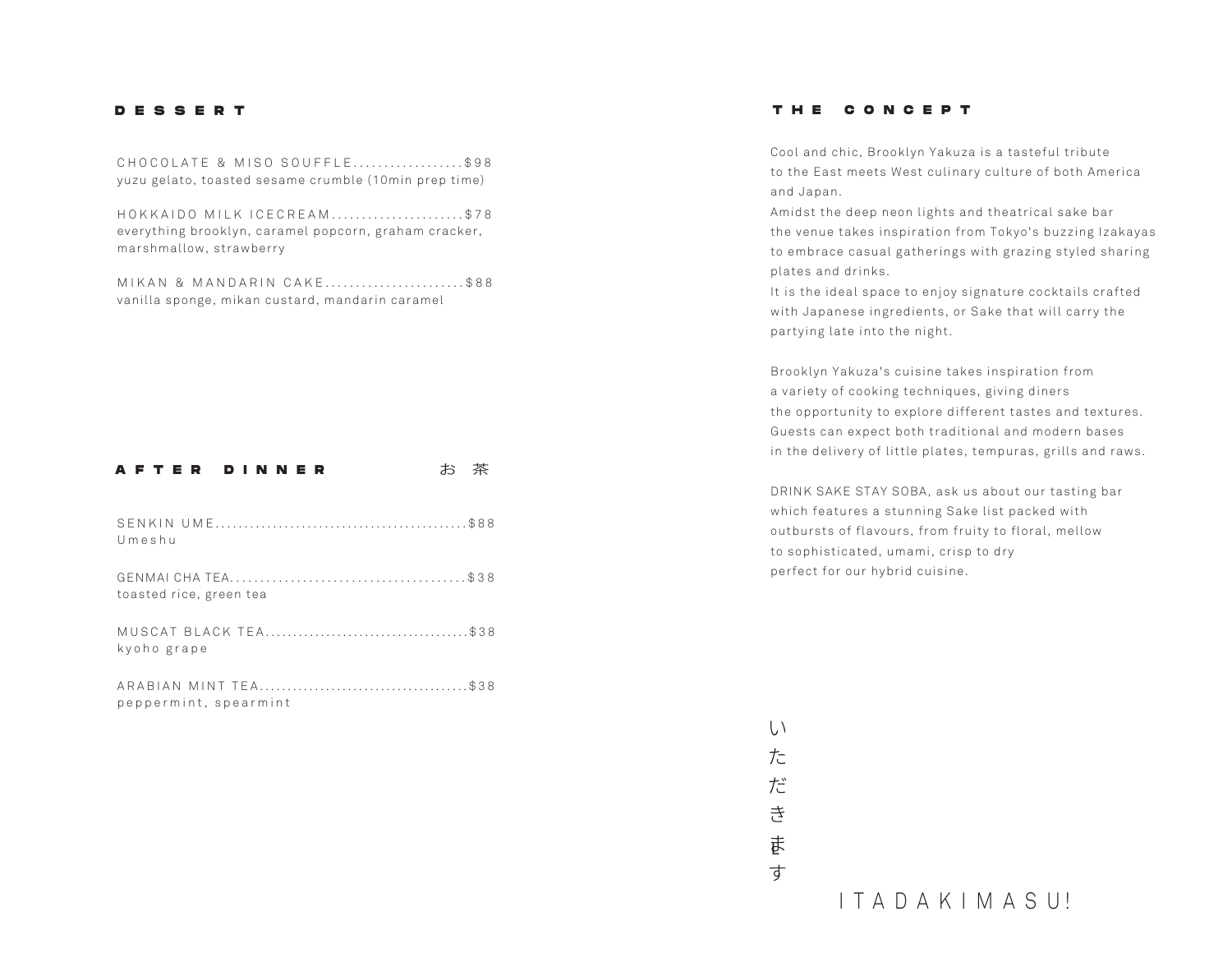## DESSERT

CHOCOLATE & MISO SOUFFLE..................$98
yuzu gelato, toasted sesame crumble (10min prep time)

HOKKAIDO MILK ICECREAM......................$78
everything brooklyn, caramel popcorn, graham cracker, marshmallow, strawberry

MIKAN & MANDARIN CAKE.......................$88
vanilla sponge, mikan custard, mandarin caramel

## AFTER DINNER お茶

SENKIN UME...........................................$88
Umeshu

GENMAI CHA TEA......................................$38
toasted rice, green tea

MUSCAT BLACK TEA....................................$38
kyoho grape

ARABIAN MINT TEA.....................................$38
peppermint, spearmint

## THE CONCEPT

Cool and chic, Brooklyn Yakuza is a tasteful tribute to the East meets West culinary culture of both America and Japan.
Amidst the deep neon lights and theatrical sake bar the venue takes inspiration from Tokyo's buzzing Izakayas to embrace casual gatherings with grazing styled sharing plates and drinks.
It is the ideal space to enjoy signature cocktails crafted with Japanese ingredients, or Sake that will carry the partying late into the night.

Brooklyn Yakuza's cuisine takes inspiration from a variety of cooking techniques, giving diners the opportunity to explore different tastes and textures. Guests can expect both traditional and modern bases in the delivery of little plates, tempuras, grills and raws.

DRINK SAKE STAY SOBA, ask us about our tasting bar which features a stunning Sake list packed with outbursts of flavours, from fruity to floral, mellow to sophisticated, umami, crisp to dry perfect for our hybrid cuisine.

いただきます

ITADAKIMASU!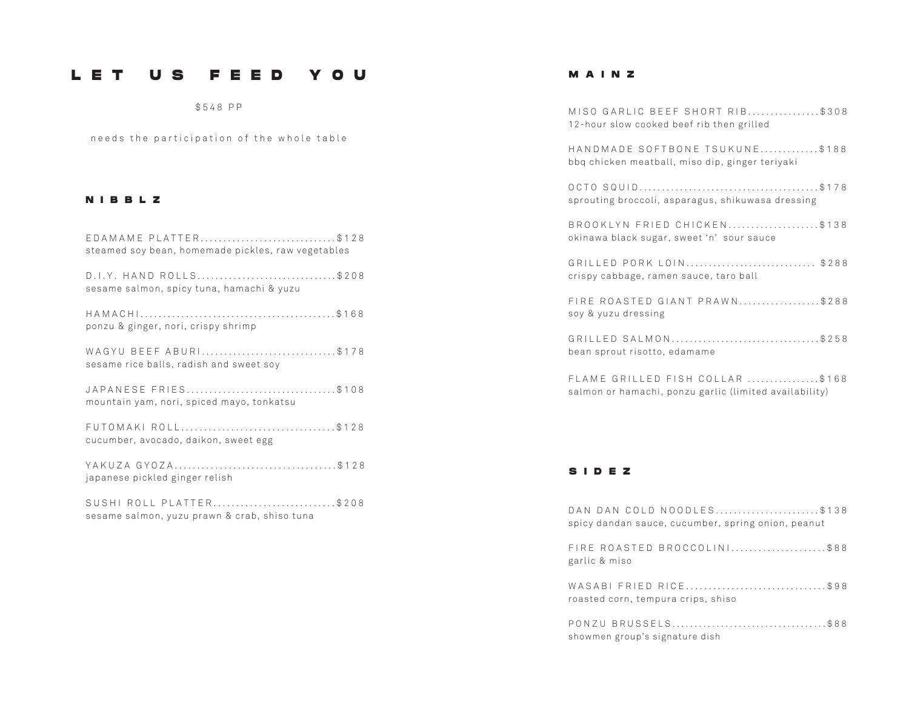# LET US FEED YOU

$548 PP

needs the participation of the whole table

## NIBBLZ

EDAMAME PLATTER..............................$128
steamed soy bean, homemade pickles, raw vegetables

D.I.Y. HAND ROLLS..............................$208
sesame salmon, spicy tuna, hamachi & yuzu

HAMACHI..........................................$168
ponzu & ginger, nori, crispy shrimp

WAGYU BEEF ABURI..............................$178
sesame rice balls, radish and sweet soy

JAPANESE FRIES.................................$108
mountain yam, nori, spiced mayo, tonkatsu

FUTOMAKI ROLL.................................$128
cucumber, avocado, daikon, sweet egg

YAKUZA GYOZA...................................$128
japanese pickled ginger relish

SUSHI ROLL PLATTER..........................$208
sesame salmon, yuzu prawn & crab, shiso tuna

## MAINZ

MISO GARLIC BEEF SHORT RIB................$308
12-hour slow cooked beef rib then grilled

HANDMADE SOFTBONE TSUKUNE.............$188
bbq chicken meatball, miso dip, ginger teriyaki

OCTO SQUID.......................................$178
sprouting broccoli, asparagus, shikuwasa dressing

BROOKLYN FRIED CHICKEN...................$138
okinawa black sugar, sweet 'n' sour sauce

GRILLED PORK LOIN............................ $288
crispy cabbage, ramen sauce, taro ball

FIRE ROASTED GIANT PRAWN.................$288
soy & yuzu dressing

GRILLED SALMON................................$258
bean sprout risotto, edamame

FLAME GRILLED FISH COLLAR ................$168
salmon or hamachi, ponzu garlic (limited availability)

## SIDEZ

DAN DAN COLD NOODLES......................$138
spicy dandan sauce, cucumber, spring onion, peanut

FIRE ROASTED BROCCOLINI....................$88
garlic & miso

WASABI FRIED RICE..............................$98
roasted corn, tempura crips, shiso

PONZU BRUSSELS.................................$88
showmen group's signature dish